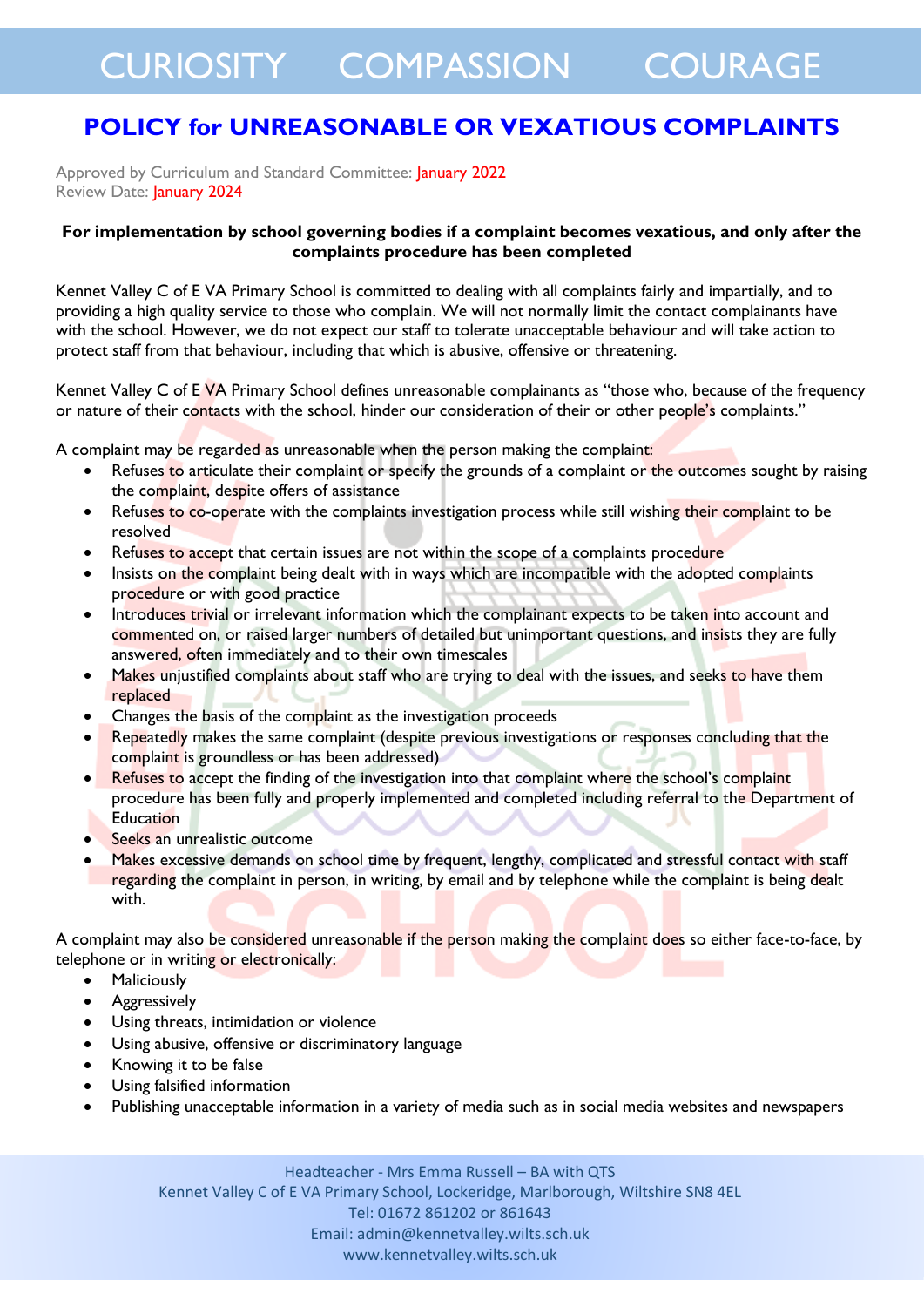CURIOSITY COMPASSION COURAGE

# POLICY for UNREASONABLE OR VEXATIOUS COMPLAINTS

Approved by Curriculum and Standard Committee: January 2022
Review Date: January 2024

**For implementation by school governing bodies if a complaint becomes vexatious, and only after the complaints procedure has been completed**

Kennet Valley C of E VA Primary School is committed to dealing with all complaints fairly and impartially, and to providing a high quality service to those who complain. We will not normally limit the contact complainants have with the school. However, we do not expect our staff to tolerate unacceptable behaviour and will take action to protect staff from that behaviour, including that which is abusive, offensive or threatening.

Kennet Valley C of E VA Primary School defines unreasonable complainants as "those who, because of the frequency or nature of their contacts with the school, hinder our consideration of their or other people's complaints."

A complaint may be regarded as unreasonable when the person making the complaint:

- Refuses to articulate their complaint or specify the grounds of a complaint or the outcomes sought by raising the complaint, despite offers of assistance
- Refuses to co-operate with the complaints investigation process while still wishing their complaint to be resolved
- Refuses to accept that certain issues are not within the scope of a complaints procedure
- Insists on the complaint being dealt with in ways which are incompatible with the adopted complaints procedure or with good practice
- Introduces trivial or irrelevant information which the complainant expects to be taken into account and commented on, or raised larger numbers of detailed but unimportant questions, and insists they are fully answered, often immediately and to their own timescales
- Makes unjustified complaints about staff who are trying to deal with the issues, and seeks to have them replaced
- Changes the basis of the complaint as the investigation proceeds
- Repeatedly makes the same complaint (despite previous investigations or responses concluding that the complaint is groundless or has been addressed)
- Refuses to accept the finding of the investigation into that complaint where the school's complaint procedure has been fully and properly implemented and completed including referral to the Department of Education
- Seeks an unrealistic outcome
- Makes excessive demands on school time by frequent, lengthy, complicated and stressful contact with staff regarding the complaint in person, in writing, by email and by telephone while the complaint is being dealt with.

A complaint may also be considered unreasonable if the person making the complaint does so either face-to-face, by telephone or in writing or electronically:

- Maliciously
- Aggressively
- Using threats, intimidation or violence
- Using abusive, offensive or discriminatory language
- Knowing it to be false
- Using falsified information
- Publishing unacceptable information in a variety of media such as in social media websites and newspapers

Headteacher - Mrs Emma Russell – BA with QTS
Kennet Valley C of E VA Primary School, Lockeridge, Marlborough, Wiltshire SN8 4EL
Tel: 01672 861202 or 861643
Email: admin@kennetvalley.wilts.sch.uk
www.kennetvalley.wilts.sch.uk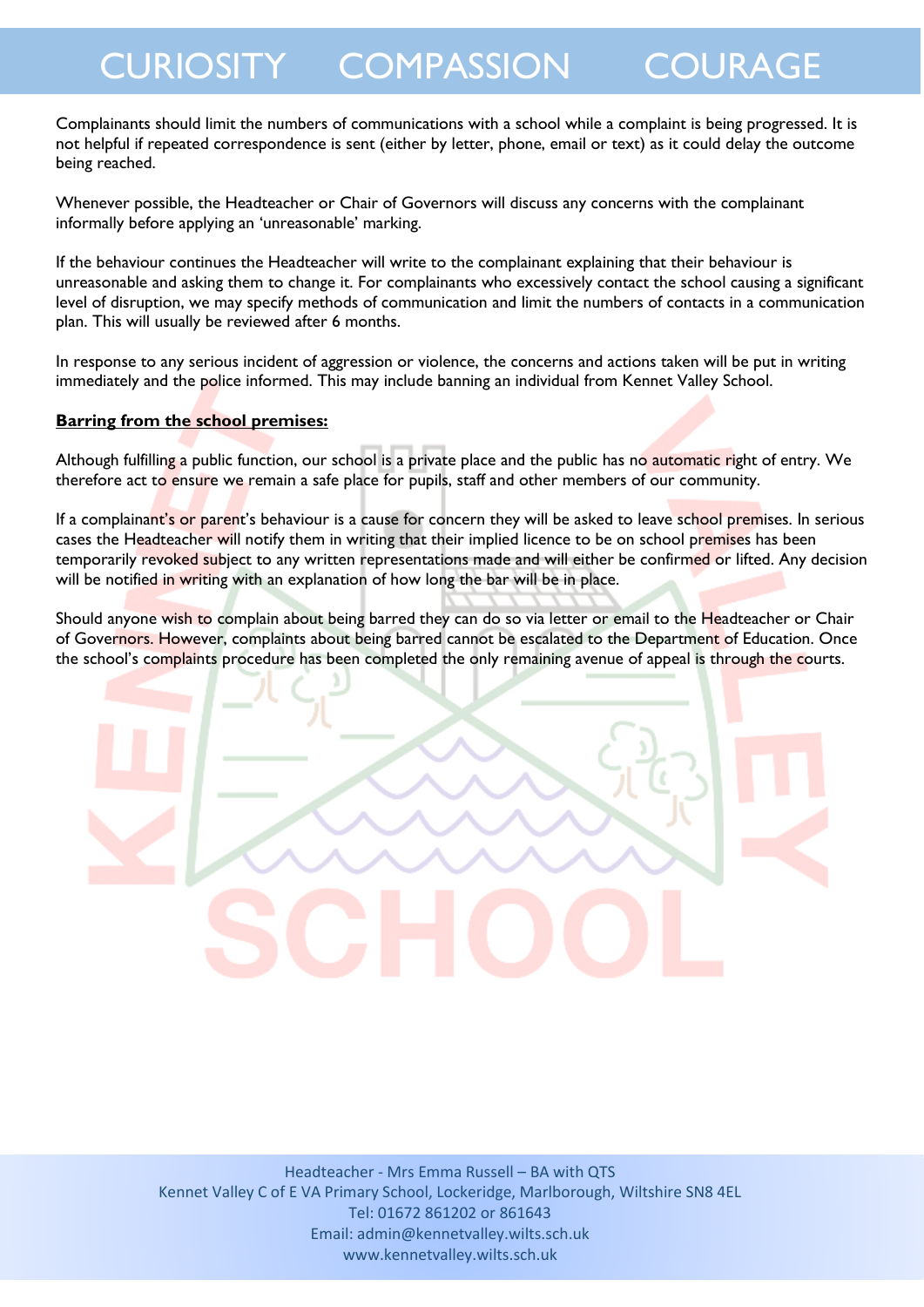Complainants should limit the numbers of communications with a school while a complaint is being progressed. It is not helpful if repeated correspondence is sent (either by letter, phone, email or text) as it could delay the outcome being reached.

Whenever possible, the Headteacher or Chair of Governors will discuss any concerns with the complainant informally before applying an 'unreasonable' marking.

If the behaviour continues the Headteacher will write to the complainant explaining that their behaviour is unreasonable and asking them to change it. For complainants who excessively contact the school causing a significant level of disruption, we may specify methods of communication and limit the numbers of contacts in a communication plan. This will usually be reviewed after 6 months.

In response to any serious incident of aggression or violence, the concerns and actions taken will be put in writing immediately and the police informed. This may include banning an individual from Kennet Valley School.

**Barring from the school premises:**

Although fulfilling a public function, our school is a private place and the public has no automatic right of entry. We therefore act to ensure we remain a safe place for pupils, staff and other members of our community.

If a complainant's or parent's behaviour is a cause for concern they will be asked to leave school premises. In serious cases the Headteacher will notify them in writing that their implied licence to be on school premises has been temporarily revoked subject to any written representations made and will either be confirmed or lifted. Any decision will be notified in writing with an explanation of how long the bar will be in place.

Should anyone wish to complain about being barred they can do so via letter or email to the Headteacher or Chair of Governors. However, complaints about being barred cannot be escalated to the Department of Education. Once the school's complaints procedure has been completed the only remaining avenue of appeal is through the courts.